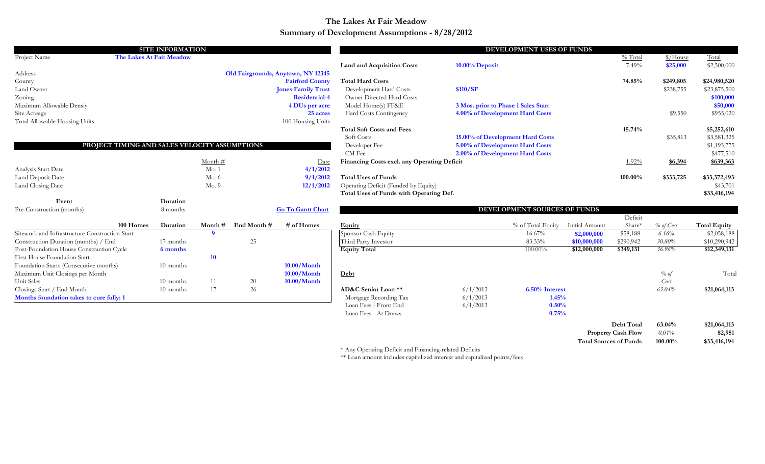# The Lakes At Fair Meadow

## Summary of Development Assumptions - 8/28/2012

### SITE INFORMATION

| | |
|---|---|
| Project Name | The Lakes At Fair Meadow |
| Address | Old Fairgrounds, Anytown, NY 12345 |
| County | Fairford County |
| Land Owner | Jones Family Trust |
| Zoning | Residential-4 |
| Maximum Allowable Densiy | 4 DUs per acre |
| Site Acreage | 25 acres |
| Total Allowable Housing Units | 100 Housing Units |

### PROJECT TIMING AND SALES VELOCITY ASSUMPTIONS

| | Month # | Date |
|---|---|---|
| Analysis Start Date | Mo. 1 | 4/1/2012 |
| Land Deposit Date | Mo. 6 | 9/1/2012 |
| Land Closing Date | Mo. 9 | 12/1/2012 |

| Event | Duration | |
|---|---|---|
| Pre-Construction (months) | 8 months | Go To Gantt Chart |

| 100 Homes | Duration | Month # | End Month # | # of Homes |
|---|---|---|---|---|
| Sitework and Infrastructure Construction Start | | 9 | | |
| Construction Duration (months) / End | 17 months | | 25 | |
| Post-Foundation House Construction Cycle | 6 months | | | |
| First House Foundation Start | | 10 | | |
| Foundation Starts (Consecutive months) | 10 months | | | 10.00/Month |
| Maximum Unit Closings per Month | | | | 10.00/Month |
| Unit Sales | 10 months | 11 | 20 | 10.00/Month |
| Closings Start / End Month | 10 months | 17 | 26 | |
| Months foundation takes to cure fully: 1 | | | | |

### DEVELOPMENT USES OF FUNDS

| | | % Total | $/House | Total |
|---|---|---|---|---|
| **Land and Acquisition Costs** | 10.00% Deposit | 7.49% | $25,000 | $2,500,000 |
| **Total Hard Costs** | | 74.85% | $249,805 | $24,980,520 |
| Development Hard Costs | $110/SF | | $238,755 | $23,875,500 |
| Owner Directed Hard Costs | | | | $100,000 |
| Model Home(s) FF&E | 3 Mos. prior to Phase 1 Sales Start | | | $50,000 |
| Hard Costs Contingency | 4.00% of Development Hard Costs | | $9,550 | $955,020 |
| **Total Soft Costs and Fees** | | 15.74% | | $5,252,610 |
| Soft Costs | 15.00% of Development Hard Costs | | $35,813 | $3,581,325 |
| Developer Fee | 5.00% of Development Hard Costs | | | $1,193,775 |
| CM Fee | 2.00% of Development Hard Costs | | | $477,510 |
| **Financing Costs excl. any Operating Deficit** | | 1.92% | $6,394 | $639,363 |
| **Total Uses of Funds** | | 100.00% | $333,725 | $33,372,493 |
| Operating Deficit (Funded by Equity) | | | | $43,701 |
| **Total Uses of Funds with Operating Def.** | | | | $33,416,194 |

### DEVELOPMENT SOURCES OF FUNDS

| Equity | % of Total Equity | Initial Amount | Deficit Share* | % of Cost | Total Equity |
|---|---|---|---|---|---|
| Sponsor Cash Equity | 16.67% | $2,000,000 | $58,188 | 6.16% | $2,058,188 |
| Third Party Investor | 83.33% | $10,000,000 | $290,942 | 30.80% | $10,290,942 |
| Equity Total | 100.00% | $12,000,000 | $349,131 | 36.96% | $12,349,131 |

| Debt | | | % of Cost | Total |
|---|---|---|---|---|
| AD&C Senior Loan ** | 6/1/2013 | 6.50% Interest | 63.04% | $21,064,113 |
| Mortgage Recording Tax | 6/1/2013 | 1.45% | | |
| Loan Fees - Front End | 6/1/2013 | 0.50% | | |
| Loan Fees - At Draws | | 0.75% | | |
| | | Debt Total | 63.04% | $21,064,113 |
| | | Property Cash Flow | 0.01% | $2,951 |
| | | Total Sources of Funds | 100.00% | $33,416,194 |

\* Any Operating Deficit and Financing-related Deficits

\*\* Loan amount includes capitalized interest and capitalized points/fees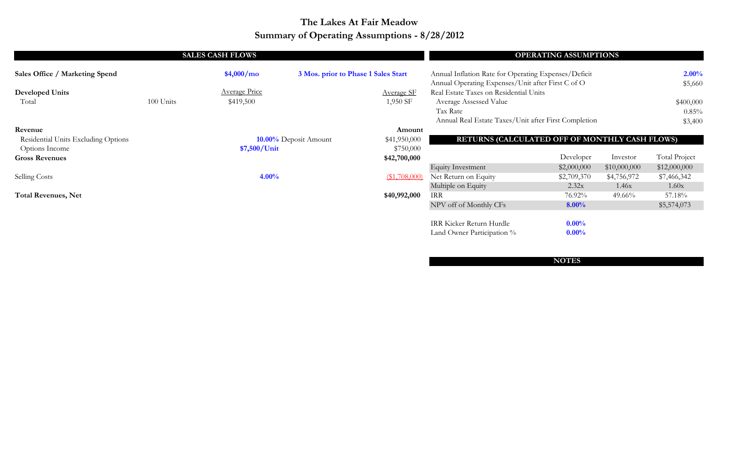# The Lakes At Fair Meadow

## Summary of Operating Assumptions - 8/28/2012

### SALES CASH FLOWS

| | | | | |
|---|---|---|---|---|
| **Sales Office / Marketing Spend** | | **$4,000/mo** | **3 Mos. prior to Phase 1 Sales Start** | |
| **Developed Units** | | Average Price | | Average SF |
| Total | 100 Units | $419,500 | | 1,950 SF |
| **Revenue** | | | | **Amount** |
| Residential Units Excluding Options | | | **10.00%** Deposit Amount | $41,950,000 |
| Options Income | | **$7,500/Unit** | | $750,000 |
| **Gross Revenues** | | | | **$42,700,000** |
| Selling Costs | | | **4.00%** | ($1,708,000) |
| **Total Revenues, Net** | | | | **$40,992,000** |

### OPERATING ASSUMPTIONS

| | |
|---|---|
| Annual Inflation Rate for Operating Expenses/Deficit | **2.00%** |
| Annual Operating Expenses/Unit after First C of O | $5,660 |
| Real Estate Taxes on Residential Units | |
| Average Assessed Value | $400,000 |
| Tax Rate | 0.85% |
| Annual Real Estate Taxes/Unit after First Completion | $3,400 |

### RETURNS (CALCULATED OFF OF MONTHLY CASH FLOWS)

| | Developer | Investor | Total Project |
|---|---|---|---|
| Equity Investment | $2,000,000 | $10,000,000 | $12,000,000 |
| Net Return on Equity | $2,709,370 | $4,756,972 | $7,466,342 |
| Multiple on Equity | 2.32x | 1.46x | 1.60x |
| IRR | 76.92% | 49.66% | 57.18% |
| NPV off of Monthly CFs | **8.00%** | | $5,574,073 |
| IRR Kicker Return Hurdle | **0.00%** | | |
| Land Owner Participation % | **0.00%** | | |

### NOTES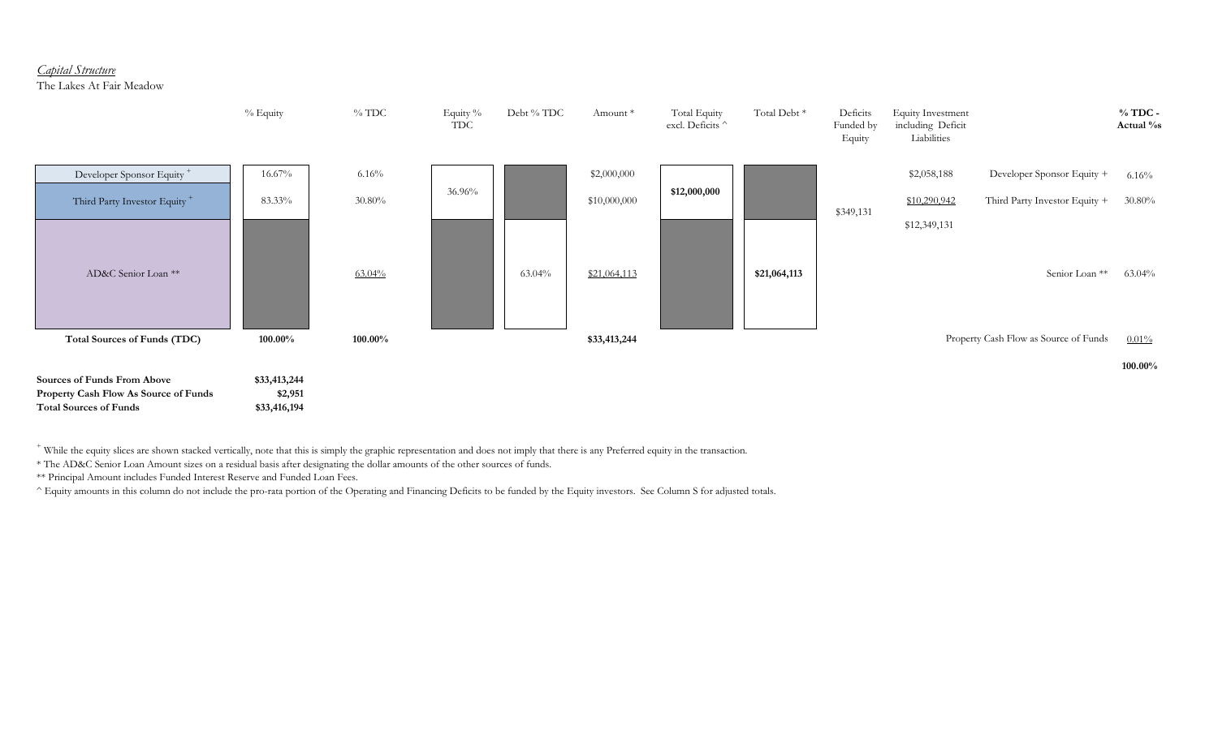*Capital Structure*

The Lakes At Fair Meadow

| | % Equity | % TDC | Equity % TDC | Debt % TDC | Amount * | Total Equity excl. Deficits ^ | Total Debt * | Deficits Funded by Equity | Equity Investment including Deficit Liabilities | | % TDC - Actual %s |
|---|---|---|---|---|---|---|---|---|---|---|---|
| Developer Sponsor Equity + | 16.67% | 6.16% | 36.96% | | $2,000,000 | $12,000,000 | | $349,131 | $2,058,188 | Developer Sponsor Equity + | 6.16% |
| Third Party Investor Equity + | 83.33% | 30.80% | | | $10,000,000 | | | | $10,290,942 | Third Party Investor Equity + | 30.80% |
| | | | | | | | | | $12,349,131 | | |
| AD&C Senior Loan ** | | 63.04% | | 63.04% | $21,064,113 | | $21,064,113 | | | Senior Loan ** | 63.04% |
| **Total Sources of Funds (TDC)** | **100.00%** | **100.00%** | | | **$33,413,244** | | | | | Property Cash Flow as Source of Funds | 0.01% |
| | | | | | | | | | | | **100.00%** |

| | |
|---|---|
| **Sources of Funds From Above** | **$33,413,244** |
| **Property Cash Flow As Source of Funds** | **$2,951** |
| **Total Sources of Funds** | **$33,416,194** |

+ While the equity slices are shown stacked vertically, note that this is simply the graphic representation and does not imply that there is any Preferred equity in the transaction.

* The AD&C Senior Loan Amount sizes on a residual basis after designating the dollar amounts of the other sources of funds.

** Principal Amount includes Funded Interest Reserve and Funded Loan Fees.

^ Equity amounts in this column do not include the pro-rata portion of the Operating and Financing Deficits to be funded by the Equity investors. See Column S for adjusted totals.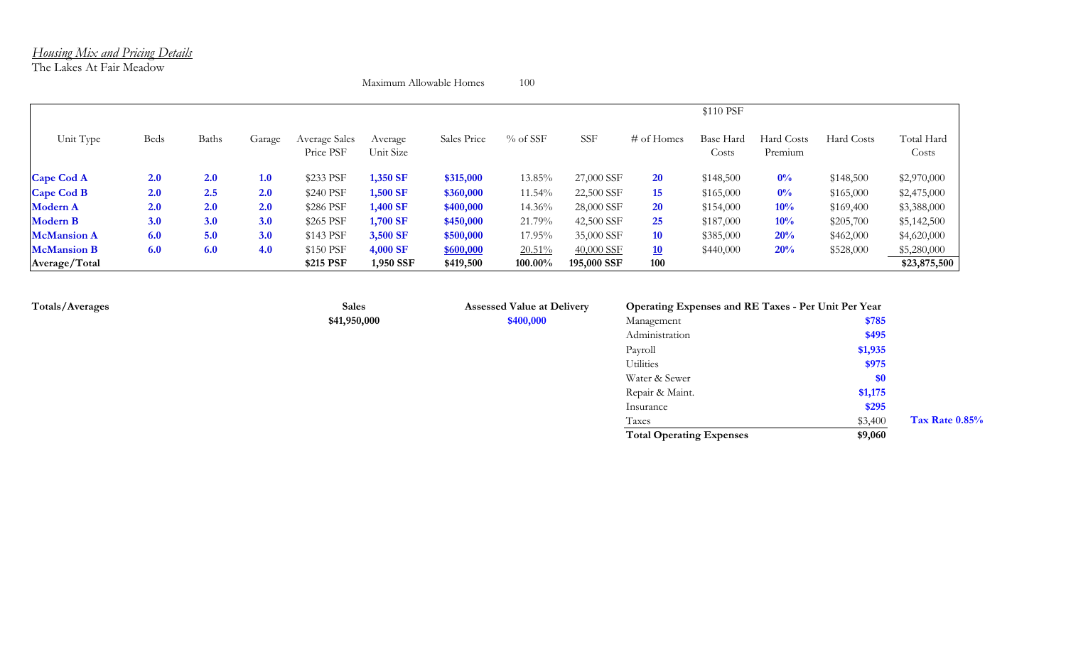*Housing Mix and Pricing Details*

The Lakes At Fair Meadow

Maximum Allowable Homes 100

| Unit Type | Beds | Baths | Garage | Average Sales Price PSF | Average Unit Size | Sales Price | % of SSF | SSF | # of Homes | $110 PSF<br>Base Hard Costs | Hard Costs Premium | Hard Costs | Total Hard Costs |
|---|---|---|---|---|---|---|---|---|---|---|---|---|---|
| **Cape Cod A** | **2.0** | **2.0** | **1.0** | $233 PSF | **1,350 SF** | **$315,000** | 13.85% | 27,000 SSF | **20** | $148,500 | **0%** | $148,500 | $2,970,000 |
| **Cape Cod B** | **2.0** | **2.5** | **2.0** | $240 PSF | **1,500 SF** | **$360,000** | 11.54% | 22,500 SSF | **15** | $165,000 | **0%** | $165,000 | $2,475,000 |
| **Modern A** | **2.0** | **2.0** | **2.0** | $286 PSF | **1,400 SF** | **$400,000** | 14.36% | 28,000 SSF | **20** | $154,000 | **10%** | $169,400 | $3,388,000 |
| **Modern B** | **3.0** | **3.0** | **3.0** | $265 PSF | **1,700 SF** | **$450,000** | 21.79% | 42,500 SSF | **25** | $187,000 | **10%** | $205,700 | $5,142,500 |
| **McMansion A** | **6.0** | **5.0** | **3.0** | $143 PSF | **3,500 SF** | **$500,000** | 17.95% | 35,000 SSF | **10** | $385,000 | **20%** | $462,000 | $4,620,000 |
| **McMansion B** | **6.0** | **6.0** | **4.0** | $150 PSF | **4,000 SF** | **$600,000** | 20.51% | 40,000 SSF | **10** | $440,000 | **20%** | $528,000 | $5,280,000 |
| **Average/Total** | | | | **$215 PSF** | **1,950 SSF** | **$419,500** | **100.00%** | **195,000 SSF** | **100** | | | | **$23,875,500** |

**Totals/Averages**

| Sales | Assessed Value at Delivery |
|---|---|
| **$41,950,000** | **$400,000** |

| Operating Expenses and RE Taxes - Per Unit Per Year | |
|---|---|
| Management | **$785** |
| Administration | **$495** |
| Payroll | **$1,935** |
| Utilities | **$975** |
| Water & Sewer | **$0** |
| Repair & Maint. | **$1,175** |
| Insurance | **$295** |
| Taxes | $3,400 |
| **Total Operating Expenses** | **$9,060** |

**Tax Rate 0.85%**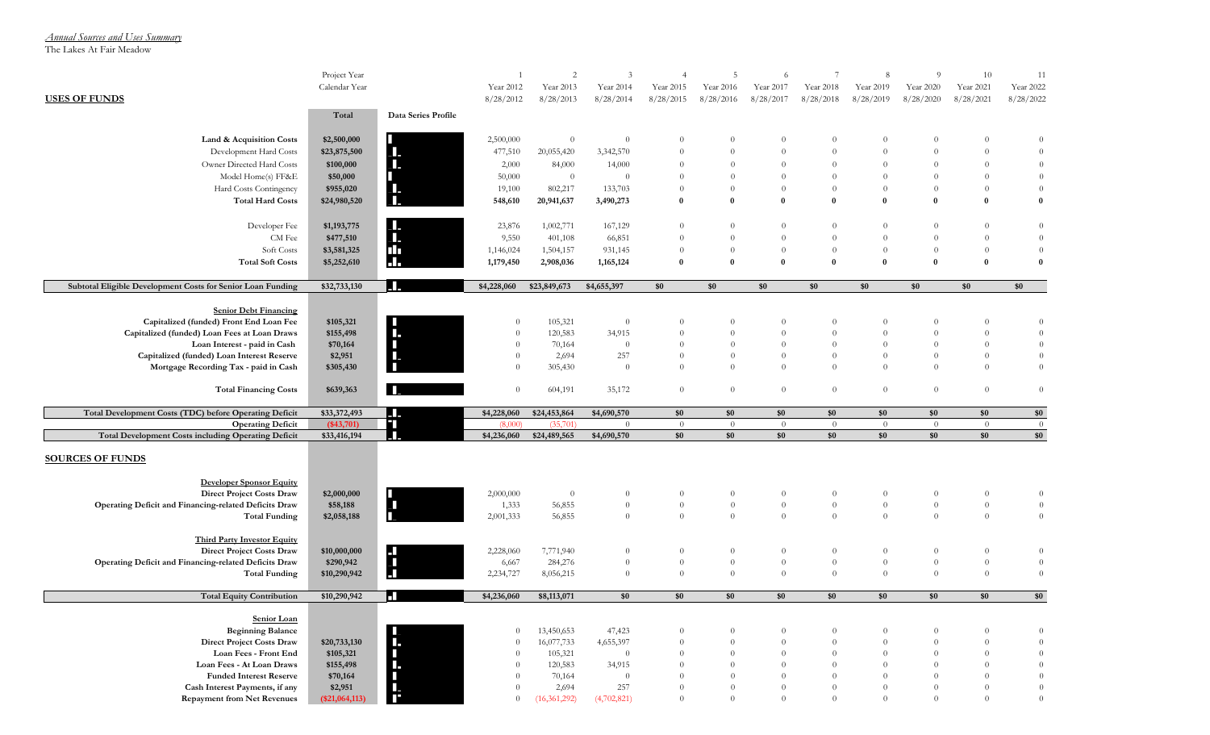*Annual Sources and Uses Summary*

The Lakes At Fair Meadow

| | Project Year | | 1 | 2 | 3 | 4 | 5 | 6 | 7 | 8 | 9 | 10 | 11 |
|---|---|---|---|---|---|---|---|---|---|---|---|---|---|
| | Calendar Year | | Year 2012 | Year 2013 | Year 2014 | Year 2015 | Year 2016 | Year 2017 | Year 2018 | Year 2019 | Year 2020 | Year 2021 | Year 2022 |
| **USES OF FUNDS** | | | 8/28/2012 | 8/28/2013 | 8/28/2014 | 8/28/2015 | 8/28/2016 | 8/28/2017 | 8/28/2018 | 8/28/2019 | 8/28/2020 | 8/28/2021 | 8/28/2022 |
| | **Total** | **Data Series Profile** | | | | | | | | | | | |
| **Land & Acquisition Costs** | **$2,500,000** | | 2,500,000 | 0 | 0 | 0 | 0 | 0 | 0 | 0 | 0 | 0 | 0 |
| Development Hard Costs | $23,875,500 | | 477,510 | 20,055,420 | 3,342,570 | 0 | 0 | 0 | 0 | 0 | 0 | 0 | 0 |
| Owner Directed Hard Costs | $100,000 | | 2,000 | 84,000 | 14,000 | 0 | 0 | 0 | 0 | 0 | 0 | 0 | 0 |
| Model Home(s) FF&E | $50,000 | | 50,000 | 0 | 0 | 0 | 0 | 0 | 0 | 0 | 0 | 0 | 0 |
| Hard Costs Contingency | $955,020 | | 19,100 | 802,217 | 133,703 | 0 | 0 | 0 | 0 | 0 | 0 | 0 | 0 |
| **Total Hard Costs** | **$24,980,520** | | **548,610** | **20,941,637** | **3,490,273** | **0** | **0** | **0** | **0** | **0** | **0** | **0** | **0** |
| Developer Fee | $1,193,775 | | 23,876 | 1,002,771 | 167,129 | 0 | 0 | 0 | 0 | 0 | 0 | 0 | 0 |
| CM Fee | $477,510 | | 9,550 | 401,108 | 66,851 | 0 | 0 | 0 | 0 | 0 | 0 | 0 | 0 |
| Soft Costs | $3,581,325 | | 1,146,024 | 1,504,157 | 931,145 | 0 | 0 | 0 | 0 | 0 | 0 | 0 | 0 |
| **Total Soft Costs** | **$5,252,610** | | **1,179,450** | **2,908,036** | **1,165,124** | **0** | **0** | **0** | **0** | **0** | **0** | **0** | **0** |
| **Subtotal Eligible Development Costs for Senior Loan Funding** | **$32,733,130** | | **$4,228,060** | **$23,849,673** | **$4,655,397** | **$0** | **$0** | **$0** | **$0** | **$0** | **$0** | **$0** | **$0** |
| **Senior Debt Financing** | | | | | | | | | | | | | |
| **Capitalized (funded) Front End Loan Fee** | **$105,321** | | 0 | 105,321 | 0 | 0 | 0 | 0 | 0 | 0 | 0 | 0 | 0 |
| **Capitalized (funded) Loan Fees at Loan Draws** | **$155,498** | | 0 | 120,583 | 34,915 | 0 | 0 | 0 | 0 | 0 | 0 | 0 | 0 |
| **Loan Interest - paid in Cash** | **$70,164** | | 0 | 70,164 | 0 | 0 | 0 | 0 | 0 | 0 | 0 | 0 | 0 |
| **Capitalized (funded) Loan Interest Reserve** | **$2,951** | | 0 | 2,694 | 257 | 0 | 0 | 0 | 0 | 0 | 0 | 0 | 0 |
| **Mortgage Recording Tax - paid in Cash** | **$305,430** | | 0 | 305,430 | 0 | 0 | 0 | 0 | 0 | 0 | 0 | 0 | 0 |
| **Total Financing Costs** | **$639,363** | | 0 | 604,191 | 35,172 | 0 | 0 | 0 | 0 | 0 | 0 | 0 | 0 |
| **Total Development Costs (TDC) before Operating Deficit** | **$33,372,493** | | **$4,228,060** | **$24,453,864** | **$4,690,570** | **$0** | **$0** | **$0** | **$0** | **$0** | **$0** | **$0** | **$0** |
| **Operating Deficit** | **($43,701)** | | (8,000) | (35,701) | 0 | 0 | 0 | 0 | 0 | 0 | 0 | 0 | 0 |
| **Total Development Costs including Operating Deficit** | **$33,416,194** | | **$4,236,060** | **$24,489,565** | **$4,690,570** | **$0** | **$0** | **$0** | **$0** | **$0** | **$0** | **$0** | **$0** |
| **SOURCES OF FUNDS** | | | | | | | | | | | | | |
| **Developer Sponsor Equity** | | | | | | | | | | | | | |
| **Direct Project Costs Draw** | **$2,000,000** | | 2,000,000 | 0 | 0 | 0 | 0 | 0 | 0 | 0 | 0 | 0 | 0 |
| **Operating Deficit and Financing-related Deficits Draw** | **$58,188** | | 1,333 | 56,855 | 0 | 0 | 0 | 0 | 0 | 0 | 0 | 0 | 0 |
| **Total Funding** | **$2,058,188** | | 2,001,333 | 56,855 | 0 | 0 | 0 | 0 | 0 | 0 | 0 | 0 | 0 |
| **Third Party Investor Equity** | | | | | | | | | | | | | |
| **Direct Project Costs Draw** | **$10,000,000** | | 2,228,060 | 7,771,940 | 0 | 0 | 0 | 0 | 0 | 0 | 0 | 0 | 0 |
| **Operating Deficit and Financing-related Deficits Draw** | **$290,942** | | 6,667 | 284,276 | 0 | 0 | 0 | 0 | 0 | 0 | 0 | 0 | 0 |
| **Total Funding** | **$10,290,942** | | 2,234,727 | 8,056,215 | 0 | 0 | 0 | 0 | 0 | 0 | 0 | 0 | 0 |
| **Total Equity Contribution** | **$10,290,942** | | **$4,236,060** | **$8,113,071** | **$0** | **$0** | **$0** | **$0** | **$0** | **$0** | **$0** | **$0** | **$0** |
| **Senior Loan** | | | | | | | | | | | | | |
| **Beginning Balance** | | | 0 | 13,450,653 | 47,423 | 0 | 0 | 0 | 0 | 0 | 0 | 0 | 0 |
| **Direct Project Costs Draw** | **$20,733,130** | | 0 | 16,077,733 | 4,655,397 | 0 | 0 | 0 | 0 | 0 | 0 | 0 | 0 |
| **Loan Fees - Front End** | **$105,321** | | 0 | 105,321 | 0 | 0 | 0 | 0 | 0 | 0 | 0 | 0 | 0 |
| **Loan Fees - At Loan Draws** | **$155,498** | | 0 | 120,583 | 34,915 | 0 | 0 | 0 | 0 | 0 | 0 | 0 | 0 |
| **Funded Interest Reserve** | **$70,164** | | 0 | 70,164 | 0 | 0 | 0 | 0 | 0 | 0 | 0 | 0 | 0 |
| **Cash Interest Payments, if any** | **$2,951** | | 0 | 2,694 | 257 | 0 | 0 | 0 | 0 | 0 | 0 | 0 | 0 |
| **Repayment from Net Revenues** | **($21,064,113)** | | 0 | (16,361,292) | (4,702,821) | 0 | 0 | 0 | 0 | 0 | 0 | 0 | 0 |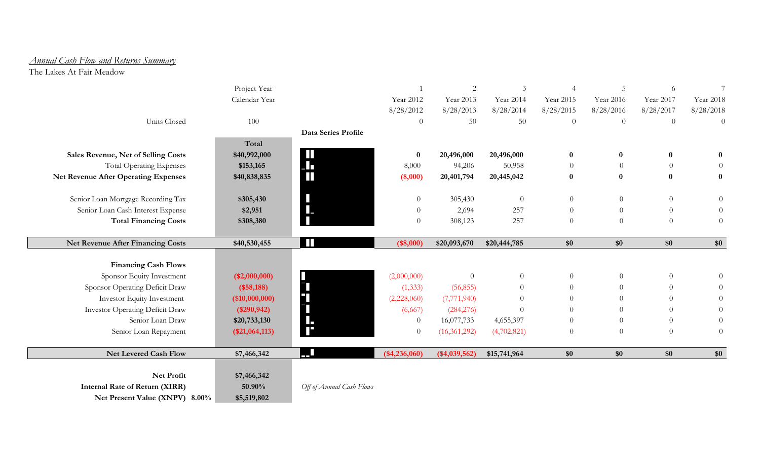*Annual Cash Flow and Returns Summary*

The Lakes At Fair Meadow

| | | | 1 | 2 | 3 | 4 | 5 | 6 | 7 |
|---|---|---|---|---|---|---|---|---|---|
| | Project Year | | | | | | | | |
| | Calendar Year | | Year 2012 | Year 2013 | Year 2014 | Year 2015 | Year 2016 | Year 2017 | Year 2018 |
| | | | 8/28/2012 | 8/28/2013 | 8/28/2014 | 8/28/2015 | 8/28/2016 | 8/28/2017 | 8/28/2018 |
| Units Closed | 100 | | 0 | 50 | 50 | 0 | 0 | 0 | 0 |
| | **Total** | **Data Series Profile** | | | | | | | |
| **Sales Revenue, Net of Selling Costs** | **$40,992,000** | | **0** | **20,496,000** | **20,496,000** | **0** | **0** | **0** | **0** |
| Total Operating Expenses | **$153,165** | | 8,000 | 94,206 | 50,958 | 0 | 0 | 0 | 0 |
| **Net Revenue After Operating Expenses** | **$40,838,835** | | **(8,000)** | **20,401,794** | **20,445,042** | **0** | **0** | **0** | **0** |
| Senior Loan Mortgage Recording Tax | **$305,430** | | 0 | 305,430 | 0 | 0 | 0 | 0 | 0 |
| Senior Loan Cash Interest Expense | **$2,951** | | 0 | 2,694 | 257 | 0 | 0 | 0 | 0 |
| **Total Financing Costs** | **$308,380** | | 0 | 308,123 | 257 | 0 | 0 | 0 | 0 |
| **Net Revenue After Financing Costs** | **$40,530,455** | | **($8,000)** | **$20,093,670** | **$20,444,785** | **$0** | **$0** | **$0** | **$0** |
| **Financing Cash Flows** | | | | | | | | | |
| Sponsor Equity Investment | **($2,000,000)** | | (2,000,000) | 0 | 0 | 0 | 0 | 0 | 0 |
| Sponsor Operating Deficit Draw | **($58,188)** | | (1,333) | (56,855) | 0 | 0 | 0 | 0 | 0 |
| Investor Equity Investment | **($10,000,000)** | | (2,228,060) | (7,771,940) | 0 | 0 | 0 | 0 | 0 |
| Investor Operating Deficit Draw | **($290,942)** | | (6,667) | (284,276) | 0 | 0 | 0 | 0 | 0 |
| Senior Loan Draw | **$20,733,130** | | 0 | 16,077,733 | 4,655,397 | 0 | 0 | 0 | 0 |
| Senior Loan Repayment | **($21,064,113)** | | 0 | (16,361,292) | (4,702,821) | 0 | 0 | 0 | 0 |
| **Net Levered Cash Flow** | **$7,466,342** | | **($4,236,060)** | **($4,039,562)** | **$15,741,964** | **$0** | **$0** | **$0** | **$0** |
| **Net Profit** | **$7,466,342** | | | | | | | | |
| **Internal Rate of Return (XIRR)** | **50.90%** | *Off of Annual Cash Flows* | | | | | | | |
| **Net Present Value (XNPV) 8.00%** | **$5,519,802** | | | | | | | | |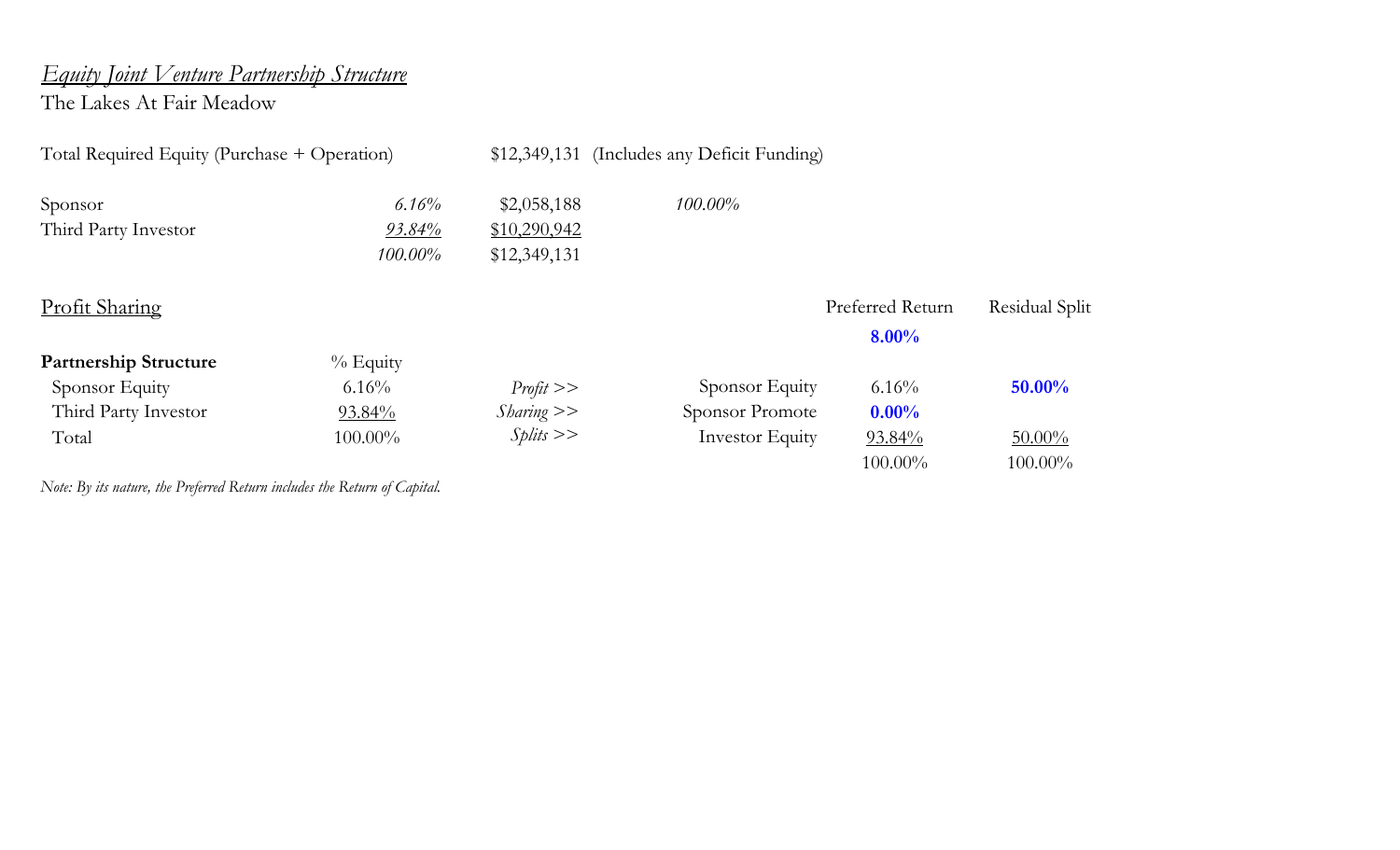## *Equity Joint Venture Partnership Structure*

The Lakes At Fair Meadow

| | | | |
|---|---|---|---|
| Total Required Equity (Purchase + Operation) | | $12,349,131 | (Includes any Deficit Funding) |
| Sponsor | *6.16%* | $2,058,188 | *100.00%* |
| Third Party Investor | *93.84%* | $10,290,942 | |
| | *100.00%* | $12,349,131 | |

### Profit Sharing

| **Partnership Structure** | % Equity | | | Preferred Return | Residual Split |
|---|---|---|---|---|---|
| | | | | **8.00%** | |
| Sponsor Equity | 6.16% | *Profit >>* | Sponsor Equity | 6.16% | **50.00%** |
| Third Party Investor | 93.84% | *Sharing >>* | Sponsor Promote | **0.00%** | |
| Total | 100.00% | *Splits >>* | Investor Equity | 93.84% | 50.00% |
| | | | | 100.00% | 100.00% |

*Note: By its nature, the Preferred Return includes the Return of Capital.*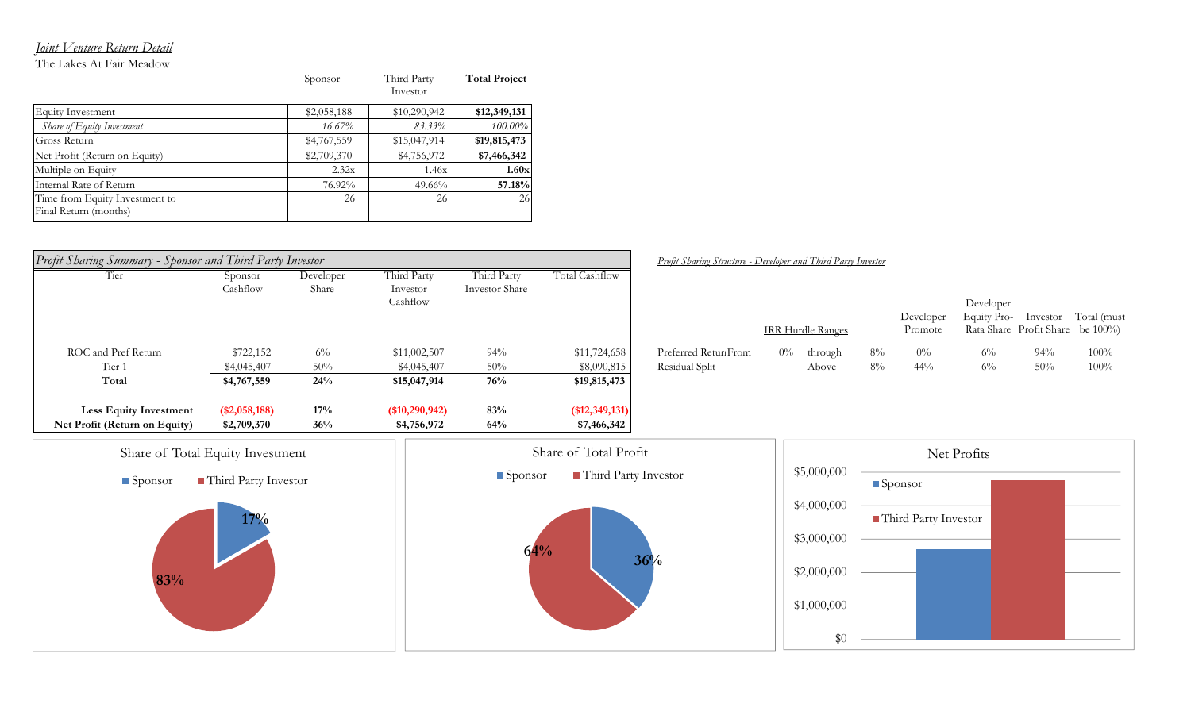*Joint Venture Return Detail*

The Lakes At Fair Meadow

| | Sponsor | Third Party Investor | **Total Project** |
|---|---|---|---|
| Equity Investment | $2,058,188 | $10,290,942 | **$12,349,131** |
| *Share of Equity Investment* | *16.67%* | *83.33%* | *100.00%* |
| Gross Return | $4,767,559 | $15,047,914 | **$19,815,473** |
| Net Profit (Return on Equity) | $2,709,370 | $4,756,972 | **$7,466,342** |
| Multiple on Equity | 2.32x | 1.46x | **1.60x** |
| Internal Rate of Return | 76.92% | 49.66% | **57.18%** |
| Time from Equity Investment to Final Return (months) | 26 | 26 | 26 |

*Profit Sharing Summary - Sponsor and Third Party Investor*

| Tier | Sponsor Cashflow | Developer Share | Third Party Investor Cashflow | Third Party Investor Share | Total Cashflow |
|---|---|---|---|---|---|
| ROC and Pref Return | $722,152 | 6% | $11,002,507 | 94% | $11,724,658 |
| Tier 1 | $4,045,407 | 50% | $4,045,407 | 50% | $8,090,815 |
| **Total** | **$4,767,559** | **24%** | **$15,047,914** | **76%** | **$19,815,473** |
| **Less Equity Investment** | **($2,058,188)** | **17%** | **($10,290,942)** | **83%** | **($12,349,131)** |
| **Net Profit (Return on Equity)** | **$2,709,370** | **36%** | **$4,756,972** | **64%** | **$7,466,342** |

*Profit Sharing Structure - Developer and Third Party Investor*

| | IRR Hurdle Ranges | | | | Developer Promote | Developer Equity Pro-Rata Share | Investor Profit Share | Total (must be 100%) |
|---|---|---|---|---|---|---|---|---|
| Preferred Return | From | 0% | through | 8% | 0% | 6% | 94% | 100% |
| Residual Split | | | Above | 8% | 44% | 6% | 50% | 100% |

Share of Total Equity Investment

Sponsor  Third Party Investor

17%

83%

Share of Total Profit

Sponsor  Third Party Investor

64%

36%

Net Profits

$5,000,000
$4,000,000
$3,000,000
$2,000,000
$1,000,000
$0

Sponsor

Third Party Investor